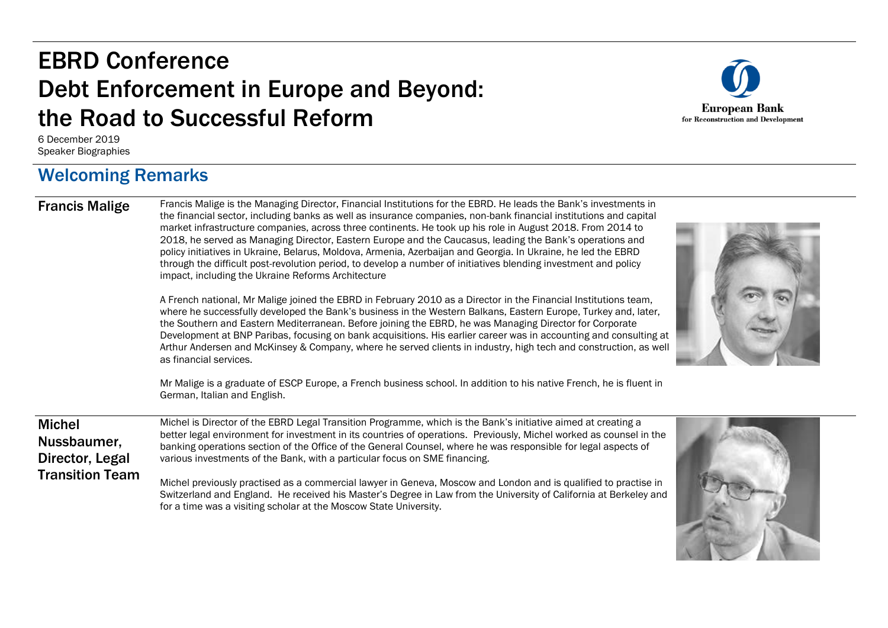# EBRD Conference
# Debt Enforcement in Europe and Beyond: the Road to Successful Reform

6 December 2019
Speaker Biographies

## Welcoming Remarks

### Francis Malige

Francis Malige is the Managing Director, Financial Institutions for the EBRD. He leads the Bank's investments in the financial sector, including banks as well as insurance companies, non-bank financial institutions and capital market infrastructure companies, across three continents. He took up his role in August 2018. From 2014 to 2018, he served as Managing Director, Eastern Europe and the Caucasus, leading the Bank's operations and policy initiatives in Ukraine, Belarus, Moldova, Armenia, Azerbaijan and Georgia. In Ukraine, he led the EBRD through the difficult post-revolution period, to develop a number of initiatives blending investment and policy impact, including the Ukraine Reforms Architecture

A French national, Mr Malige joined the EBRD in February 2010 as a Director in the Financial Institutions team, where he successfully developed the Bank's business in the Western Balkans, Eastern Europe, Turkey and, later, the Southern and Eastern Mediterranean. Before joining the EBRD, he was Managing Director for Corporate Development at BNP Paribas, focusing on bank acquisitions. His earlier career was in accounting and consulting at Arthur Andersen and McKinsey & Company, where he served clients in industry, high tech and construction, as well as financial services.

Mr Malige is a graduate of ESCP Europe, a French business school. In addition to his native French, he is fluent in German, Italian and English.

### Michel Nussbaumer, Director, Legal Transition Team

Michel is Director of the EBRD Legal Transition Programme, which is the Bank's initiative aimed at creating a better legal environment for investment in its countries of operations. Previously, Michel worked as counsel in the banking operations section of the Office of the General Counsel, where he was responsible for legal aspects of various investments of the Bank, with a particular focus on SME financing.

Michel previously practised as a commercial lawyer in Geneva, Moscow and London and is qualified to practise in Switzerland and England. He received his Master's Degree in Law from the University of California at Berkeley and for a time was a visiting scholar at the Moscow State University.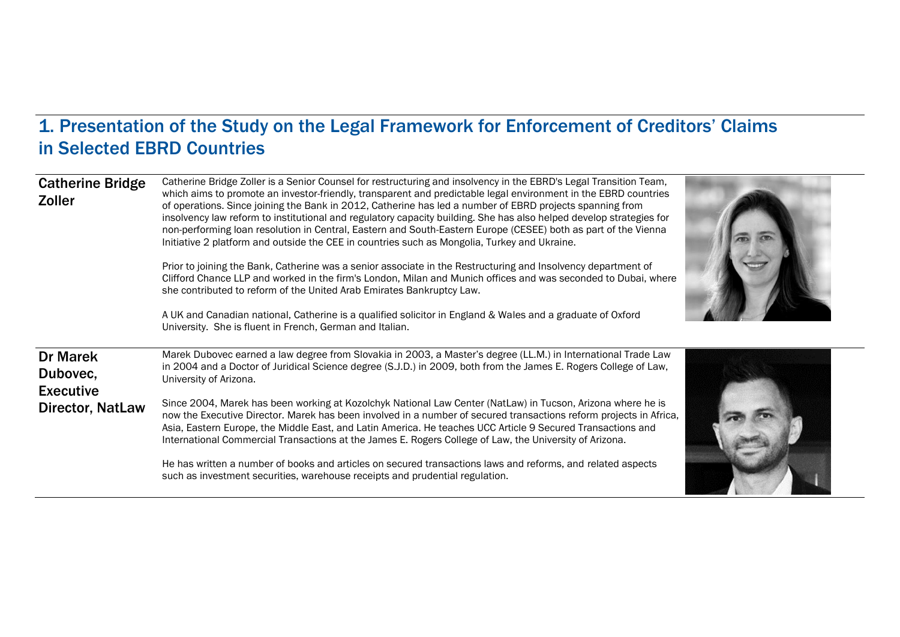## 1. Presentation of the Study on the Legal Framework for Enforcement of Creditors' Claims in Selected EBRD Countries

**Catherine Bridge Zoller**

Catherine Bridge Zoller is a Senior Counsel for restructuring and insolvency in the EBRD's Legal Transition Team, which aims to promote an investor-friendly, transparent and predictable legal environment in the EBRD countries of operations. Since joining the Bank in 2012, Catherine has led a number of EBRD projects spanning from insolvency law reform to institutional and regulatory capacity building. She has also helped develop strategies for non-performing loan resolution in Central, Eastern and South-Eastern Europe (CESEE) both as part of the Vienna Initiative 2 platform and outside the CEE in countries such as Mongolia, Turkey and Ukraine.

Prior to joining the Bank, Catherine was a senior associate in the Restructuring and Insolvency department of Clifford Chance LLP and worked in the firm's London, Milan and Munich offices and was seconded to Dubai, where she contributed to reform of the United Arab Emirates Bankruptcy Law.

A UK and Canadian national, Catherine is a qualified solicitor in England & Wales and a graduate of Oxford University. She is fluent in French, German and Italian.

**Dr Marek Dubovec, Executive Director, NatLaw**

Marek Dubovec earned a law degree from Slovakia in 2003, a Master's degree (LL.M.) in International Trade Law in 2004 and a Doctor of Juridical Science degree (S.J.D.) in 2009, both from the James E. Rogers College of Law, University of Arizona.

Since 2004, Marek has been working at Kozolchyk National Law Center (NatLaw) in Tucson, Arizona where he is now the Executive Director. Marek has been involved in a number of secured transactions reform projects in Africa, Asia, Eastern Europe, the Middle East, and Latin America. He teaches UCC Article 9 Secured Transactions and International Commercial Transactions at the James E. Rogers College of Law, the University of Arizona.

He has written a number of books and articles on secured transactions laws and reforms, and related aspects such as investment securities, warehouse receipts and prudential regulation.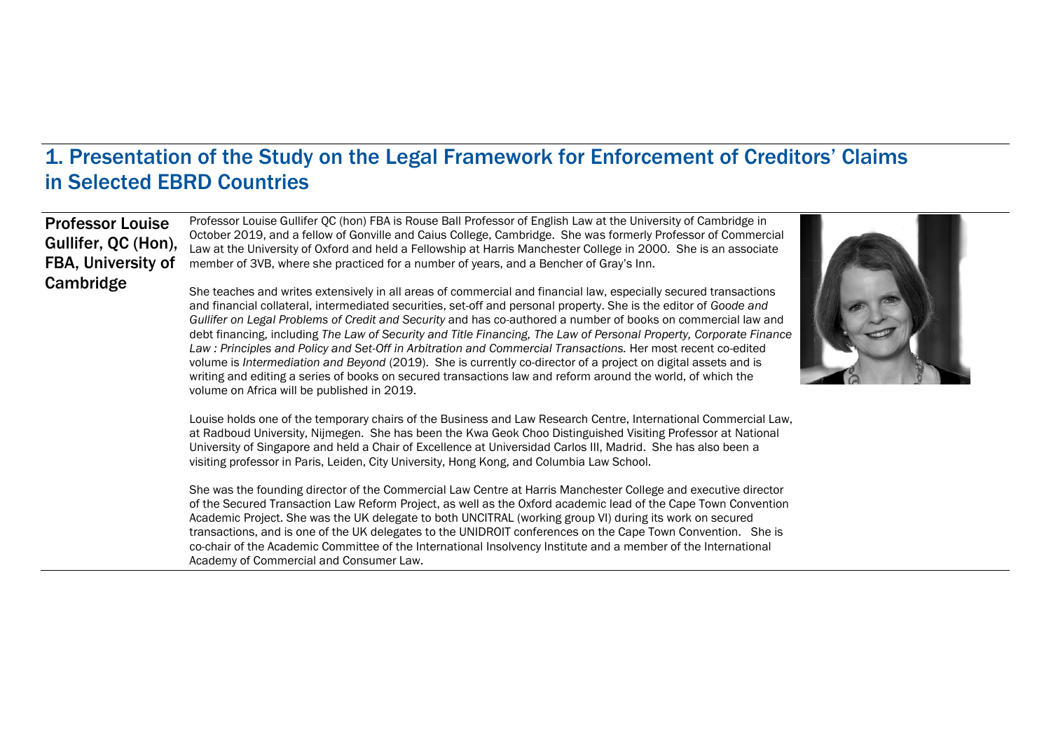## 1. Presentation of the Study on the Legal Framework for Enforcement of Creditors' Claims in Selected EBRD Countries

**Professor Louise Gullifer, QC (Hon), FBA, University of Cambridge**

Professor Louise Gullifer QC (hon) FBA is Rouse Ball Professor of English Law at the University of Cambridge in October 2019, and a fellow of Gonville and Caius College, Cambridge. She was formerly Professor of Commercial Law at the University of Oxford and held a Fellowship at Harris Manchester College in 2000. She is an associate member of 3VB, where she practiced for a number of years, and a Bencher of Gray's Inn.

She teaches and writes extensively in all areas of commercial and financial law, especially secured transactions and financial collateral, intermediated securities, set-off and personal property. She is the editor of *Goode and Gullifer on Legal Problems of Credit and Security* and has co-authored a number of books on commercial law and debt financing, including *The Law of Security and Title Financing, The Law of Personal Property, Corporate Finance Law : Principles and Policy and Set-Off in Arbitration and Commercial Transactions.* Her most recent co-edited volume is *Intermediation and Beyond* (2019). She is currently co-director of a project on digital assets and is writing and editing a series of books on secured transactions law and reform around the world, of which the volume on Africa will be published in 2019.

Louise holds one of the temporary chairs of the Business and Law Research Centre, International Commercial Law, at Radboud University, Nijmegen. She has been the Kwa Geok Choo Distinguished Visiting Professor at National University of Singapore and held a Chair of Excellence at Universidad Carlos III, Madrid. She has also been a visiting professor in Paris, Leiden, City University, Hong Kong, and Columbia Law School.

She was the founding director of the Commercial Law Centre at Harris Manchester College and executive director of the Secured Transaction Law Reform Project, as well as the Oxford academic lead of the Cape Town Convention Academic Project. She was the UK delegate to both UNCITRAL (working group VI) during its work on secured transactions, and is one of the UK delegates to the UNIDROIT conferences on the Cape Town Convention. She is co-chair of the Academic Committee of the International Insolvency Institute and a member of the International Academy of Commercial and Consumer Law.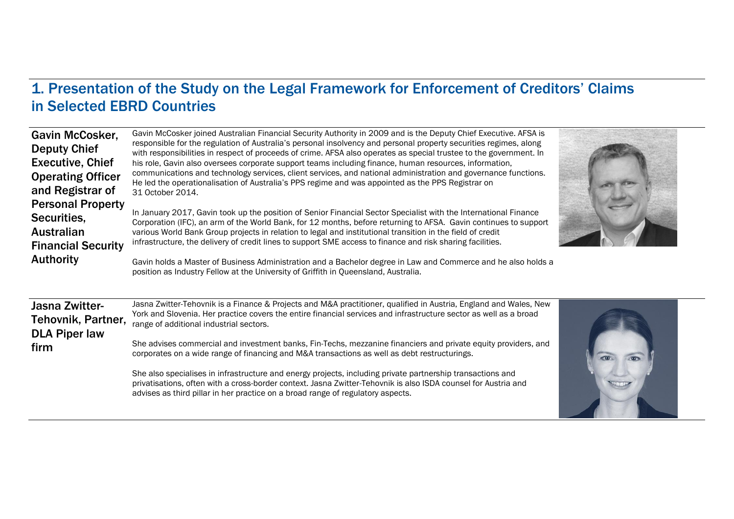## 1. Presentation of the Study on the Legal Framework for Enforcement of Creditors' Claims in Selected EBRD Countries

**Gavin McCosker, Deputy Chief Executive, Chief Operating Officer and Registrar of Personal Property Securities, Australian Financial Security Authority**

Gavin McCosker joined Australian Financial Security Authority in 2009 and is the Deputy Chief Executive. AFSA is responsible for the regulation of Australia's personal insolvency and personal property securities regimes, along with responsibilities in respect of proceeds of crime. AFSA also operates as special trustee to the government. In his role, Gavin also oversees corporate support teams including finance, human resources, information, communications and technology services, client services, and national administration and governance functions. He led the operationalisation of Australia's PPS regime and was appointed as the PPS Registrar on 31 October 2014.

In January 2017, Gavin took up the position of Senior Financial Sector Specialist with the International Finance Corporation (IFC), an arm of the World Bank, for 12 months, before returning to AFSA. Gavin continues to support various World Bank Group projects in relation to legal and institutional transition in the field of credit infrastructure, the delivery of credit lines to support SME access to finance and risk sharing facilities.

Gavin holds a Master of Business Administration and a Bachelor degree in Law and Commerce and he also holds a position as Industry Fellow at the University of Griffith in Queensland, Australia.

**Jasna Zwitter-Tehovnik, Partner, DLA Piper law firm**

Jasna Zwitter-Tehovnik is a Finance & Projects and M&A practitioner, qualified in Austria, England and Wales, New York and Slovenia. Her practice covers the entire financial services and infrastructure sector as well as a broad range of additional industrial sectors.

She advises commercial and investment banks, Fin-Techs, mezzanine financiers and private equity providers, and corporates on a wide range of financing and M&A transactions as well as debt restructurings.

She also specialises in infrastructure and energy projects, including private partnership transactions and privatisations, often with a cross-border context. Jasna Zwitter-Tehovnik is also ISDA counsel for Austria and advises as third pillar in her practice on a broad range of regulatory aspects.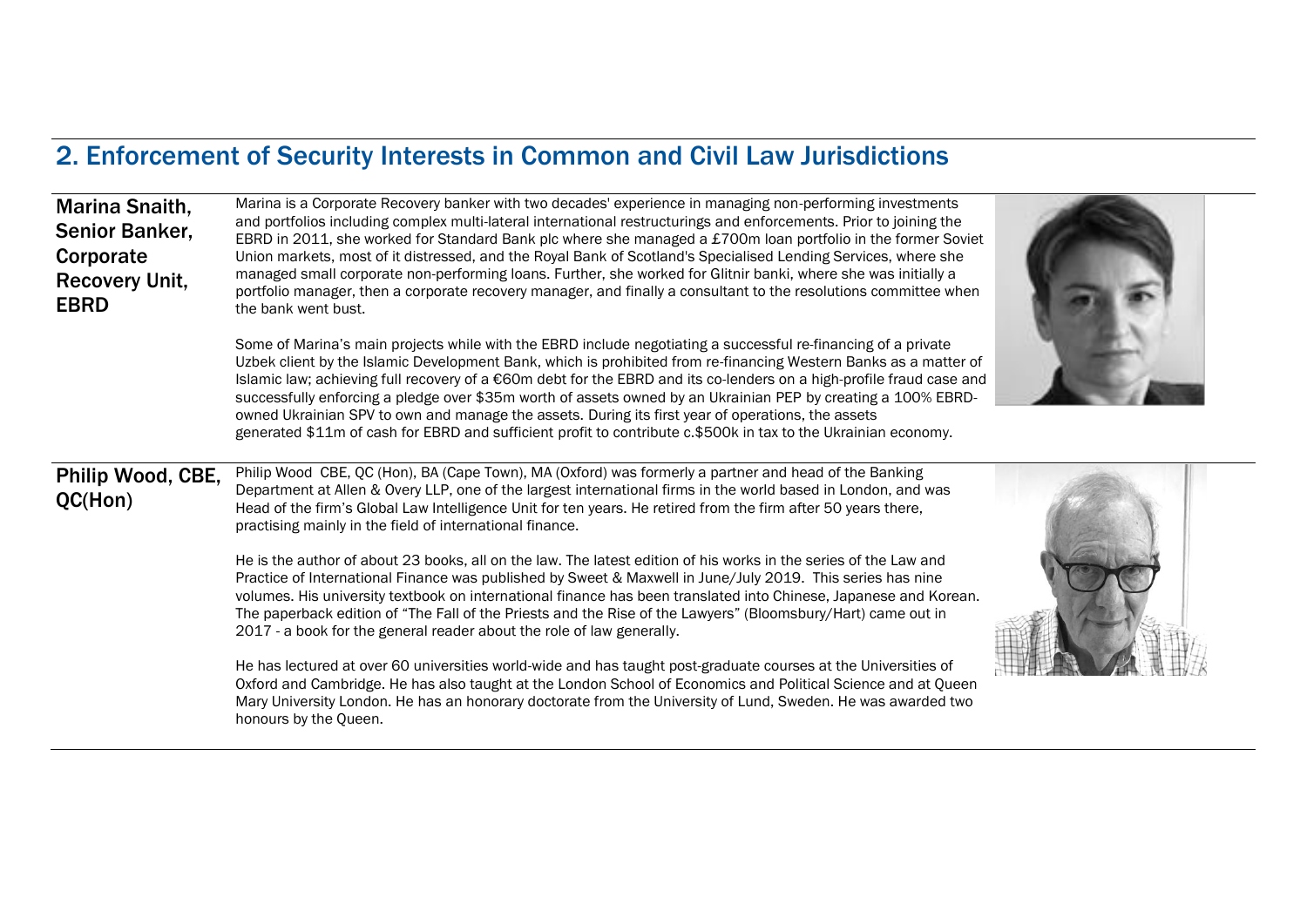## 2. Enforcement of Security Interests in Common and Civil Law Jurisdictions

**Marina Snaith, Senior Banker, Corporate Recovery Unit, EBRD**

Marina is a Corporate Recovery banker with two decades' experience in managing non-performing investments and portfolios including complex multi-lateral international restructurings and enforcements. Prior to joining the EBRD in 2011, she worked for Standard Bank plc where she managed a £700m loan portfolio in the former Soviet Union markets, most of it distressed, and the Royal Bank of Scotland's Specialised Lending Services, where she managed small corporate non-performing loans. Further, she worked for Glitnir banki, where she was initially a portfolio manager, then a corporate recovery manager, and finally a consultant to the resolutions committee when the bank went bust.

Some of Marina's main projects while with the EBRD include negotiating a successful re-financing of a private Uzbek client by the Islamic Development Bank, which is prohibited from re-financing Western Banks as a matter of Islamic law; achieving full recovery of a €60m debt for the EBRD and its co-lenders on a high-profile fraud case and successfully enforcing a pledge over $35m worth of assets owned by an Ukrainian PEP by creating a 100% EBRD-owned Ukrainian SPV to own and manage the assets. During its first year of operations, the assets generated $11m of cash for EBRD and sufficient profit to contribute c.$500k in tax to the Ukrainian economy.

**Philip Wood, CBE, QC(Hon)**

Philip Wood CBE, QC (Hon), BA (Cape Town), MA (Oxford) was formerly a partner and head of the Banking Department at Allen & Overy LLP, one of the largest international firms in the world based in London, and was Head of the firm's Global Law Intelligence Unit for ten years. He retired from the firm after 50 years there, practising mainly in the field of international finance.

He is the author of about 23 books, all on the law. The latest edition of his works in the series of the Law and Practice of International Finance was published by Sweet & Maxwell in June/July 2019. This series has nine volumes. His university textbook on international finance has been translated into Chinese, Japanese and Korean. The paperback edition of "The Fall of the Priests and the Rise of the Lawyers" (Bloomsbury/Hart) came out in 2017 - a book for the general reader about the role of law generally.

He has lectured at over 60 universities world-wide and has taught post-graduate courses at the Universities of Oxford and Cambridge. He has also taught at the London School of Economics and Political Science and at Queen Mary University London. He has an honorary doctorate from the University of Lund, Sweden. He was awarded two honours by the Queen.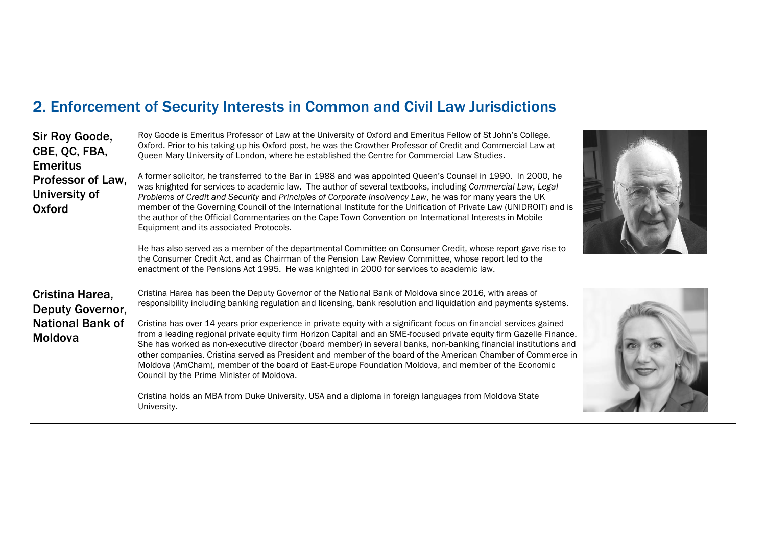## 2. Enforcement of Security Interests in Common and Civil Law Jurisdictions

### Sir Roy Goode, CBE, QC, FBA, Emeritus Professor of Law, University of Oxford

Roy Goode is Emeritus Professor of Law at the University of Oxford and Emeritus Fellow of St John's College, Oxford. Prior to his taking up his Oxford post, he was the Crowther Professor of Credit and Commercial Law at Queen Mary University of London, where he established the Centre for Commercial Law Studies.

A former solicitor, he transferred to the Bar in 1988 and was appointed Queen's Counsel in 1990. In 2000, he was knighted for services to academic law. The author of several textbooks, including *Commercial Law*, *Legal Problems of Credit and Security* and *Principles of Corporate Insolvency Law*, he was for many years the UK member of the Governing Council of the International Institute for the Unification of Private Law (UNIDROIT) and is the author of the Official Commentaries on the Cape Town Convention on International Interests in Mobile Equipment and its associated Protocols.

He has also served as a member of the departmental Committee on Consumer Credit, whose report gave rise to the Consumer Credit Act, and as Chairman of the Pension Law Review Committee, whose report led to the enactment of the Pensions Act 1995. He was knighted in 2000 for services to academic law.

### Cristina Harea, Deputy Governor, National Bank of Moldova

Cristina Harea has been the Deputy Governor of the National Bank of Moldova since 2016, with areas of responsibility including banking regulation and licensing, bank resolution and liquidation and payments systems.

Cristina has over 14 years prior experience in private equity with a significant focus on financial services gained from a leading regional private equity firm Horizon Capital and an SME-focused private equity firm Gazelle Finance. She has worked as non-executive director (board member) in several banks, non-banking financial institutions and other companies. Cristina served as President and member of the board of the American Chamber of Commerce in Moldova (AmCham), member of the board of East-Europe Foundation Moldova, and member of the Economic Council by the Prime Minister of Moldova.

Cristina holds an MBA from Duke University, USA and a diploma in foreign languages from Moldova State University.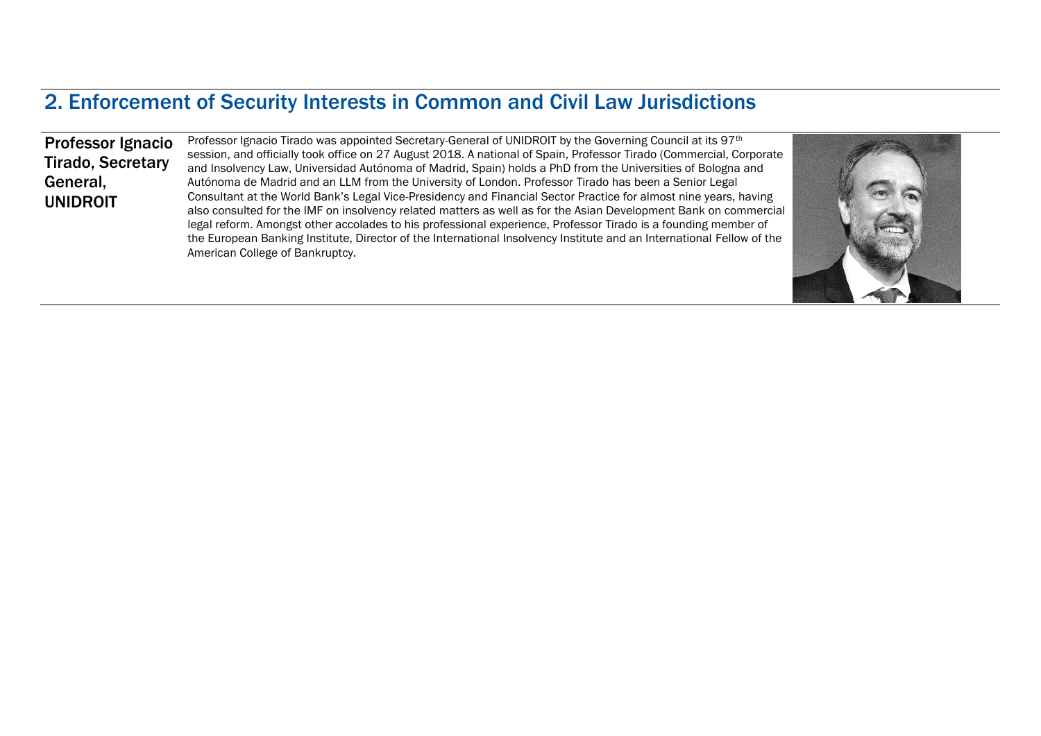## 2. Enforcement of Security Interests in Common and Civil Law Jurisdictions

**Professor Ignacio Tirado, Secretary General, UNIDROIT**

Professor Ignacio Tirado was appointed Secretary-General of UNIDROIT by the Governing Council at its 97th session, and officially took office on 27 August 2018. A national of Spain, Professor Tirado (Commercial, Corporate and Insolvency Law, Universidad Autónoma of Madrid, Spain) holds a PhD from the Universities of Bologna and Autónoma de Madrid and an LLM from the University of London. Professor Tirado has been a Senior Legal Consultant at the World Bank's Legal Vice-Presidency and Financial Sector Practice for almost nine years, having also consulted for the IMF on insolvency related matters as well as for the Asian Development Bank on commercial legal reform. Amongst other accolades to his professional experience, Professor Tirado is a founding member of the European Banking Institute, Director of the International Insolvency Institute and an International Fellow of the American College of Bankruptcy.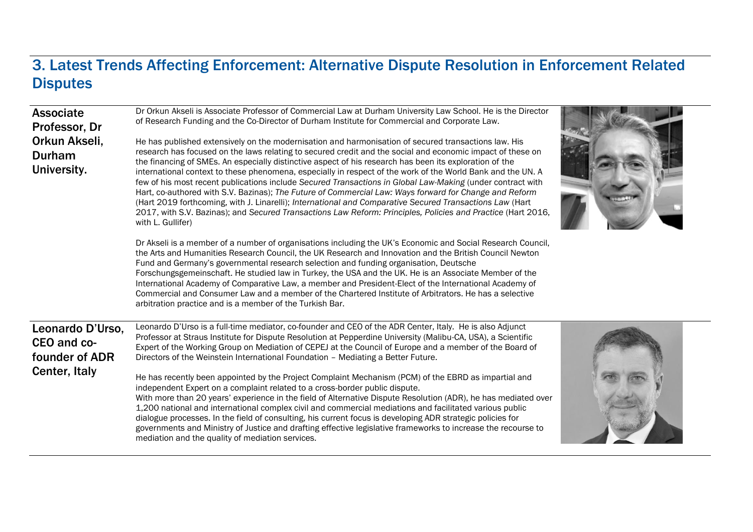## 3. Latest Trends Affecting Enforcement: Alternative Dispute Resolution in Enforcement Related Disputes

**Associate Professor, Dr Orkun Akseli, Durham University.**

Dr Orkun Akseli is Associate Professor of Commercial Law at Durham University Law School. He is the Director of Research Funding and the Co-Director of Durham Institute for Commercial and Corporate Law.

He has published extensively on the modernisation and harmonisation of secured transactions law. His research has focused on the laws relating to secured credit and the social and economic impact of these on the financing of SMEs. An especially distinctive aspect of his research has been its exploration of the international context to these phenomena, especially in respect of the work of the World Bank and the UN. A few of his most recent publications include *Secured Transactions in Global Law-Making* (under contract with Hart, co-authored with S.V. Bazinas); *The Future of Commercial Law: Ways forward for Change and Reform* (Hart 2019 forthcoming, with J. Linarelli); *International and Comparative Secured Transactions Law* (Hart 2017, with S.V. Bazinas); and *Secured Transactions Law Reform: Principles, Policies and Practice* (Hart 2016, with L. Gullifer)

Dr Akseli is a member of a number of organisations including the UK's Economic and Social Research Council, the Arts and Humanities Research Council, the UK Research and Innovation and the British Council Newton Fund and Germany's governmental research selection and funding organisation, Deutsche Forschungsgemeinschaft. He studied law in Turkey, the USA and the UK. He is an Associate Member of the International Academy of Comparative Law, a member and President-Elect of the International Academy of Commercial and Consumer Law and a member of the Chartered Institute of Arbitrators. He has a selective arbitration practice and is a member of the Turkish Bar.

**Leonardo D'Urso, CEO and co-founder of ADR Center, Italy**

Leonardo D'Urso is a full-time mediator, co-founder and CEO of the ADR Center, Italy. He is also Adjunct Professor at Straus Institute for Dispute Resolution at Pepperdine University (Malibu-CA, USA), a Scientific Expert of the Working Group on Mediation of CEPEJ at the Council of Europe and a member of the Board of Directors of the Weinstein International Foundation – Mediating a Better Future.

He has recently been appointed by the Project Complaint Mechanism (PCM) of the EBRD as impartial and independent Expert on a complaint related to a cross-border public dispute.

With more than 20 years' experience in the field of Alternative Dispute Resolution (ADR), he has mediated over 1,200 national and international complex civil and commercial mediations and facilitated various public dialogue processes. In the field of consulting, his current focus is developing ADR strategic policies for governments and Ministry of Justice and drafting effective legislative frameworks to increase the recourse to mediation and the quality of mediation services.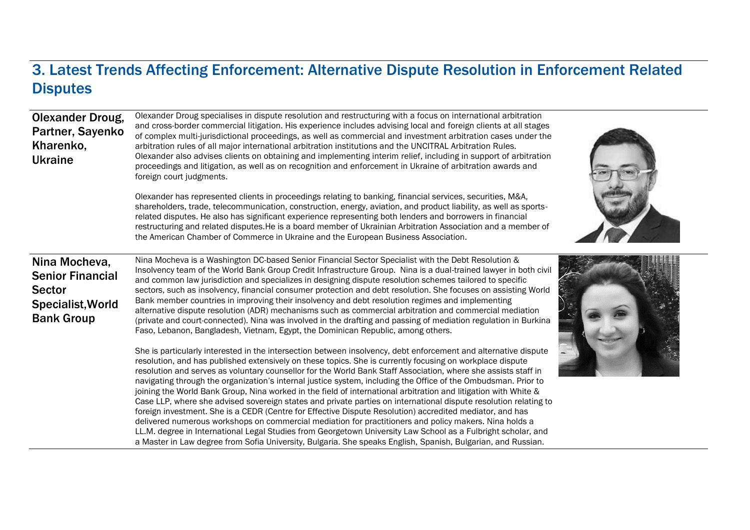## 3. Latest Trends Affecting Enforcement: Alternative Dispute Resolution in Enforcement Related Disputes

**Olexander Droug, Partner, Sayenko Kharenko, Ukraine**

Olexander Droug specialises in dispute resolution and restructuring with a focus on international arbitration and cross-border commercial litigation. His experience includes advising local and foreign clients at all stages of complex multi-jurisdictional proceedings, as well as commercial and investment arbitration cases under the arbitration rules of all major international arbitration institutions and the UNCITRAL Arbitration Rules. Olexander also advises clients on obtaining and implementing interim relief, including in support of arbitration proceedings and litigation, as well as on recognition and enforcement in Ukraine of arbitration awards and foreign court judgments.

Olexander has represented clients in proceedings relating to banking, financial services, securities, M&A, shareholders, trade, telecommunication, construction, energy, aviation, and product liability, as well as sports-related disputes. He also has significant experience representing both lenders and borrowers in financial restructuring and related disputes.He is a board member of Ukrainian Arbitration Association and a member of the American Chamber of Commerce in Ukraine and the European Business Association.

**Nina Mocheva, Senior Financial Sector Specialist,World Bank Group**

Nina Mocheva is a Washington DC-based Senior Financial Sector Specialist with the Debt Resolution & Insolvency team of the World Bank Group Credit Infrastructure Group. Nina is a dual-trained lawyer in both civil and common law jurisdiction and specializes in designing dispute resolution schemes tailored to specific sectors, such as insolvency, financial consumer protection and debt resolution. She focuses on assisting World Bank member countries in improving their insolvency and debt resolution regimes and implementing alternative dispute resolution (ADR) mechanisms such as commercial arbitration and commercial mediation (private and court-connected). Nina was involved in the drafting and passing of mediation regulation in Burkina Faso, Lebanon, Bangladesh, Vietnam, Egypt, the Dominican Republic, among others.

She is particularly interested in the intersection between insolvency, debt enforcement and alternative dispute resolution, and has published extensively on these topics. She is currently focusing on workplace dispute resolution and serves as voluntary counsellor for the World Bank Staff Association, where she assists staff in navigating through the organization's internal justice system, including the Office of the Ombudsman. Prior to joining the World Bank Group, Nina worked in the field of international arbitration and litigation with White & Case LLP, where she advised sovereign states and private parties on international dispute resolution relating to foreign investment. She is a CEDR (Centre for Effective Dispute Resolution) accredited mediator, and has delivered numerous workshops on commercial mediation for practitioners and policy makers. Nina holds a LL.M. degree in International Legal Studies from Georgetown University Law School as a Fulbright scholar, and a Master in Law degree from Sofia University, Bulgaria. She speaks English, Spanish, Bulgarian, and Russian.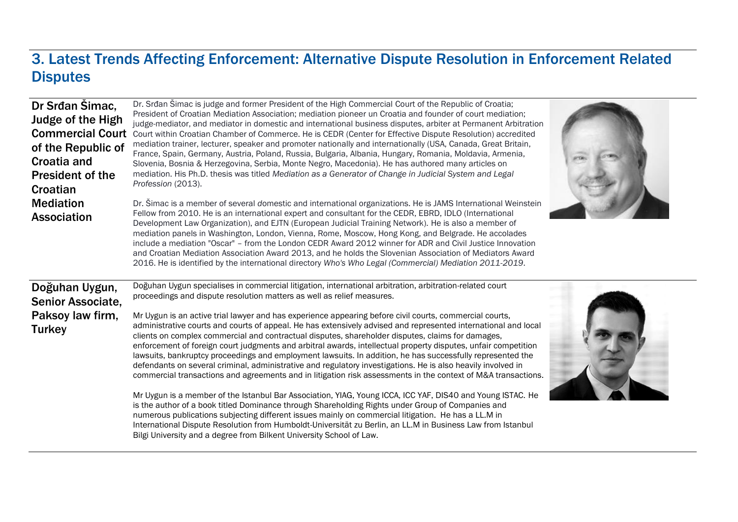## 3. Latest Trends Affecting Enforcement: Alternative Dispute Resolution in Enforcement Related Disputes

### Dr Srđan Šimac, Judge of the High Commercial Court of the Republic of Croatia and President of the Croatian Mediation Association

Dr. Srđan Šimac is judge and former President of the High Commercial Court of the Republic of Croatia; President of Croatian Mediation Association; mediation pioneer un Croatia and founder of court mediation; judge-mediator, and mediator in domestic and international business disputes, arbiter at Permanent Arbitration Court within Croatian Chamber of Commerce. He is CEDR (Center for Effective Dispute Resolution) accredited mediation trainer, lecturer, speaker and promoter nationally and internationally (USA, Canada, Great Britain, France, Spain, Germany, Austria, Poland, Russia, Bulgaria, Albania, Hungary, Romania, Moldavia, Armenia, Slovenia, Bosnia & Herzegovina, Serbia, Monte Negro, Macedonia). He has authored many articles on mediation. His Ph.D. thesis was titled *Mediation as a Generator of Change in Judicial System and Legal Profession* (2013).

Dr. Šimac is a member of several domestic and international organizations. He is JAMS International Weinstein Fellow from 2010. He is an international expert and consultant for the CEDR, EBRD, IDLO (International Development Law Organization), and EJTN (European Judicial Training Network). He is also a member of mediation panels in Washington, London, Vienna, Rome, Moscow, Hong Kong, and Belgrade. He accolades include a mediation "Oscar" – from the London CEDR Award 2012 winner for ADR and Civil Justice Innovation and Croatian Mediation Association Award 2013, and he holds the Slovenian Association of Mediators Award 2016. He is identified by the international directory *Who's Who Legal (Commercial) Mediation 2011-2019*.

### Doğuhan Uygun, Senior Associate, Paksoy law firm, Turkey

Doğuhan Uygun specialises in commercial litigation, international arbitration, arbitration-related court proceedings and dispute resolution matters as well as relief measures.

Mr Uygun is an active trial lawyer and has experience appearing before civil courts, commercial courts, administrative courts and courts of appeal. He has extensively advised and represented international and local clients on complex commercial and contractual disputes, shareholder disputes, claims for damages, enforcement of foreign court judgments and arbitral awards, intellectual property disputes, unfair competition lawsuits, bankruptcy proceedings and employment lawsuits. In addition, he has successfully represented the defendants on several criminal, administrative and regulatory investigations. He is also heavily involved in commercial transactions and agreements and in litigation risk assessments in the context of M&A transactions.

Mr Uygun is a member of the Istanbul Bar Association, YIAG, Young ICCA, ICC YAF, DIS40 and Young ISTAC. He is the author of a book titled Dominance through Shareholding Rights under Group of Companies and numerous publications subjecting different issues mainly on commercial litigation. He has a LL.M in International Dispute Resolution from Humboldt-Universität zu Berlin, an LL.M in Business Law from Istanbul Bilgi University and a degree from Bilkent University School of Law.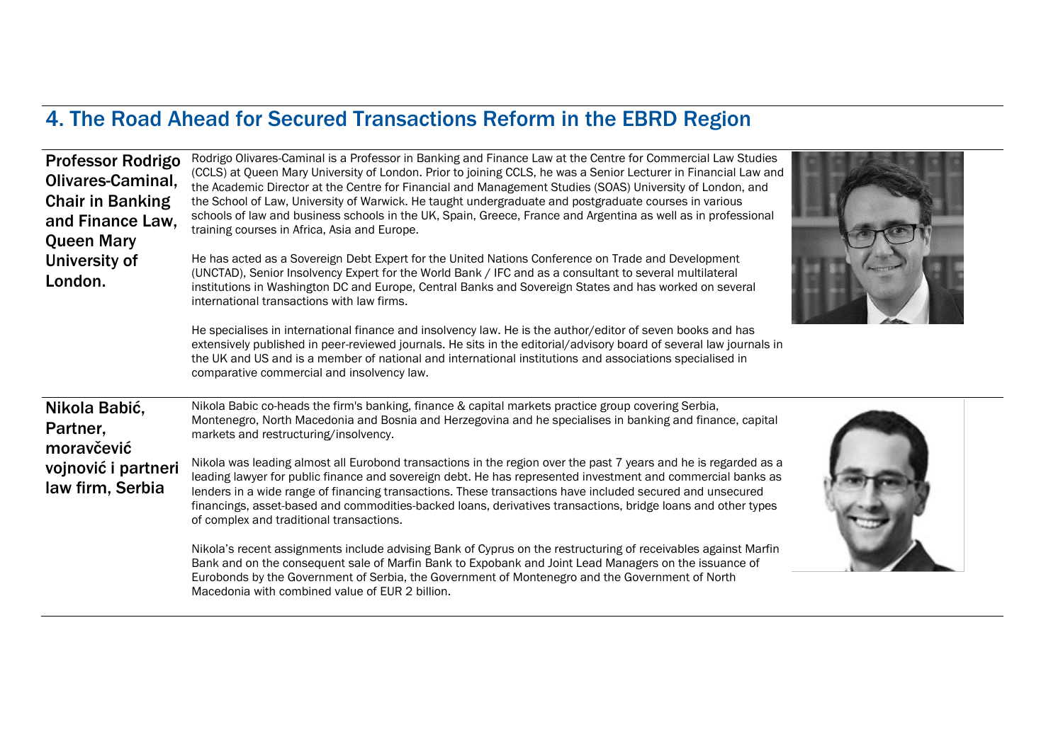## 4. The Road Ahead for Secured Transactions Reform in the EBRD Region

**Professor Rodrigo Olivares-Caminal, Chair in Banking and Finance Law, Queen Mary University of London.**

Rodrigo Olivares-Caminal is a Professor in Banking and Finance Law at the Centre for Commercial Law Studies (CCLS) at Queen Mary University of London. Prior to joining CCLS, he was a Senior Lecturer in Financial Law and the Academic Director at the Centre for Financial and Management Studies (SOAS) University of London, and the School of Law, University of Warwick. He taught undergraduate and postgraduate courses in various schools of law and business schools in the UK, Spain, Greece, France and Argentina as well as in professional training courses in Africa, Asia and Europe.

He has acted as a Sovereign Debt Expert for the United Nations Conference on Trade and Development (UNCTAD), Senior Insolvency Expert for the World Bank / IFC and as a consultant to several multilateral institutions in Washington DC and Europe, Central Banks and Sovereign States and has worked on several international transactions with law firms.

He specialises in international finance and insolvency law. He is the author/editor of seven books and has extensively published in peer-reviewed journals. He sits in the editorial/advisory board of several law journals in the UK and US and is a member of national and international institutions and associations specialised in comparative commercial and insolvency law.

**Nikola Babić, Partner, moravčević vojnović i partneri law firm, Serbia**

Nikola Babic co-heads the firm's banking, finance & capital markets practice group covering Serbia, Montenegro, North Macedonia and Bosnia and Herzegovina and he specialises in banking and finance, capital markets and restructuring/insolvency.

Nikola was leading almost all Eurobond transactions in the region over the past 7 years and he is regarded as a leading lawyer for public finance and sovereign debt. He has represented investment and commercial banks as lenders in a wide range of financing transactions. These transactions have included secured and unsecured financings, asset-based and commodities-backed loans, derivatives transactions, bridge loans and other types of complex and traditional transactions.

Nikola's recent assignments include advising Bank of Cyprus on the restructuring of receivables against Marfin Bank and on the consequent sale of Marfin Bank to Expobank and Joint Lead Managers on the issuance of Eurobonds by the Government of Serbia, the Government of Montenegro and the Government of North Macedonia with combined value of EUR 2 billion.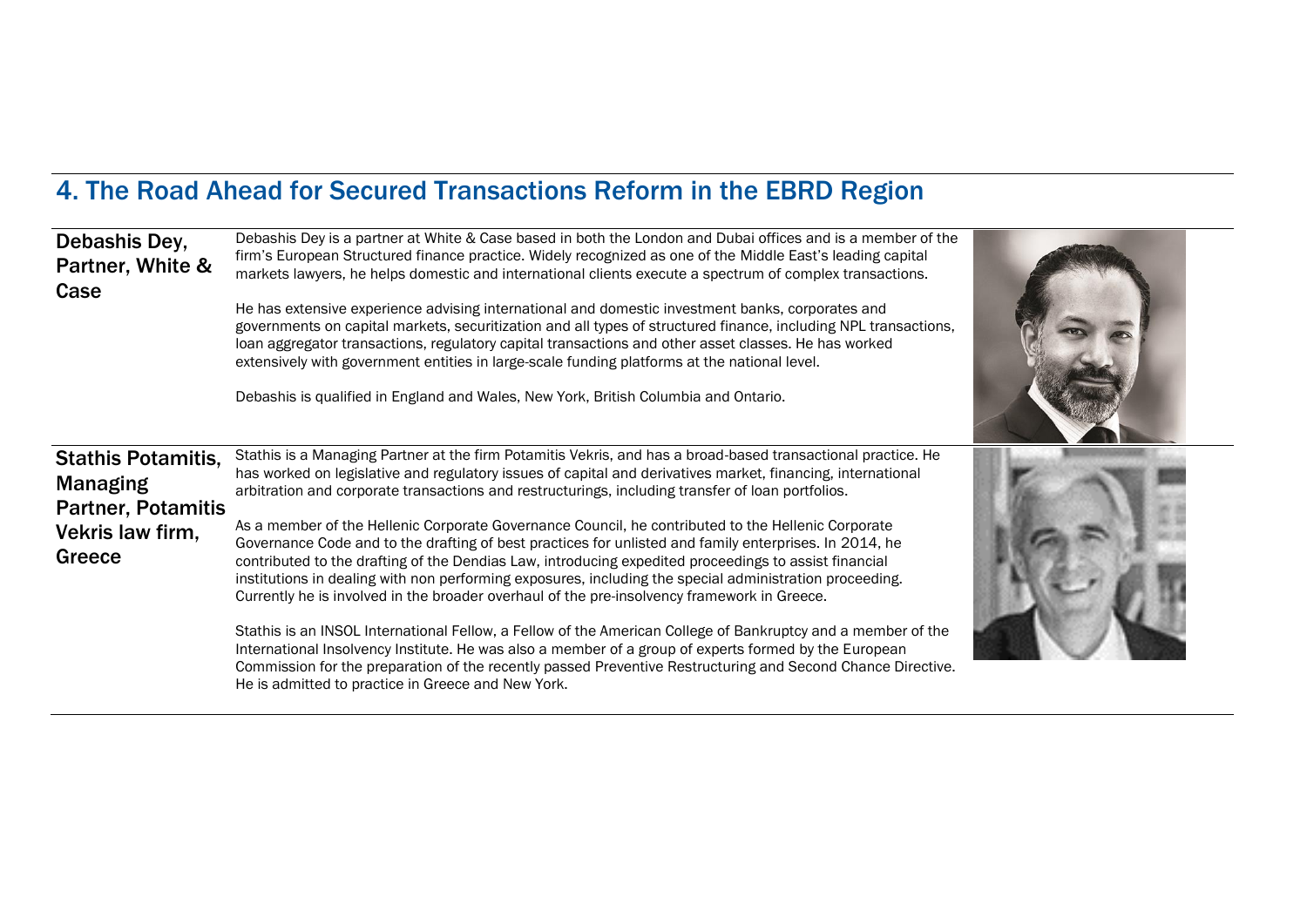## 4. The Road Ahead for Secured Transactions Reform in the EBRD Region

### Debashis Dey, Partner, White & Case

Debashis Dey is a partner at White & Case based in both the London and Dubai offices and is a member of the firm's European Structured finance practice. Widely recognized as one of the Middle East's leading capital markets lawyers, he helps domestic and international clients execute a spectrum of complex transactions.

He has extensive experience advising international and domestic investment banks, corporates and governments on capital markets, securitization and all types of structured finance, including NPL transactions, loan aggregator transactions, regulatory capital transactions and other asset classes. He has worked extensively with government entities in large-scale funding platforms at the national level.

Debashis is qualified in England and Wales, New York, British Columbia and Ontario.

### Stathis Potamitis, Managing Partner, Potamitis Vekris law firm, Greece

Stathis is a Managing Partner at the firm Potamitis Vekris, and has a broad-based transactional practice. He has worked on legislative and regulatory issues of capital and derivatives market, financing, international arbitration and corporate transactions and restructurings, including transfer of loan portfolios.

As a member of the Hellenic Corporate Governance Council, he contributed to the Hellenic Corporate Governance Code and to the drafting of best practices for unlisted and family enterprises. In 2014, he contributed to the drafting of the Dendias Law, introducing expedited proceedings to assist financial institutions in dealing with non performing exposures, including the special administration proceeding. Currently he is involved in the broader overhaul of the pre-insolvency framework in Greece.

Stathis is an INSOL International Fellow, a Fellow of the American College of Bankruptcy and a member of the International Insolvency Institute. He was also a member of a group of experts formed by the European Commission for the preparation of the recently passed Preventive Restructuring and Second Chance Directive. He is admitted to practice in Greece and New York.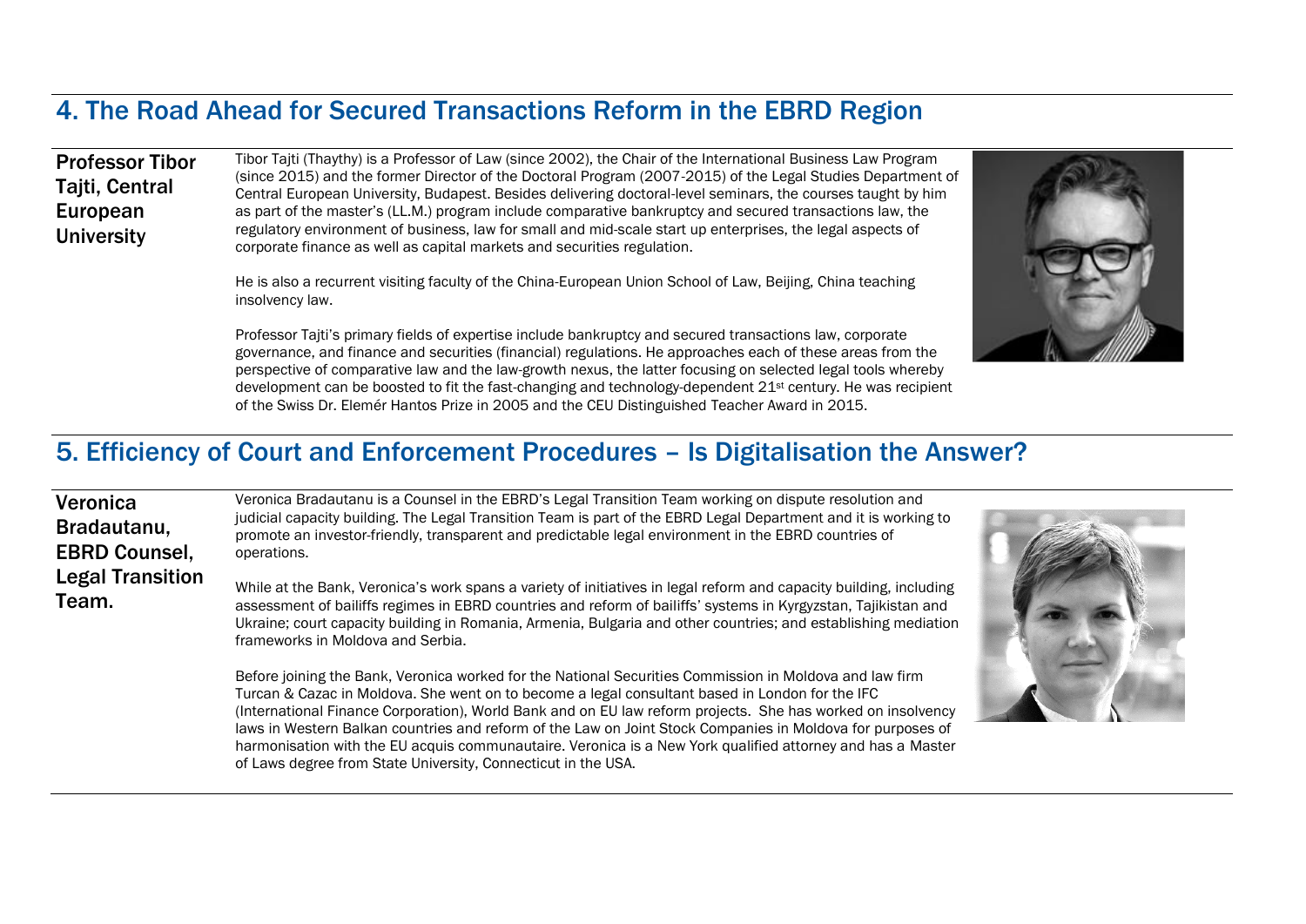## 4. The Road Ahead for Secured Transactions Reform in the EBRD Region

**Professor Tibor Tajti, Central European University**

Tibor Tajti (Thaythy) is a Professor of Law (since 2002), the Chair of the International Business Law Program (since 2015) and the former Director of the Doctoral Program (2007-2015) of the Legal Studies Department of Central European University, Budapest. Besides delivering doctoral-level seminars, the courses taught by him as part of the master's (LL.M.) program include comparative bankruptcy and secured transactions law, the regulatory environment of business, law for small and mid-scale start up enterprises, the legal aspects of corporate finance as well as capital markets and securities regulation.

He is also a recurrent visiting faculty of the China-European Union School of Law, Beijing, China teaching insolvency law.

Professor Tajti's primary fields of expertise include bankruptcy and secured transactions law, corporate governance, and finance and securities (financial) regulations. He approaches each of these areas from the perspective of comparative law and the law-growth nexus, the latter focusing on selected legal tools whereby development can be boosted to fit the fast-changing and technology-dependent 21st century. He was recipient of the Swiss Dr. Elemér Hantos Prize in 2005 and the CEU Distinguished Teacher Award in 2015.

## 5. Efficiency of Court and Enforcement Procedures – Is Digitalisation the Answer?

**Veronica Bradautanu, EBRD Counsel, Legal Transition Team.**

Veronica Bradautanu is a Counsel in the EBRD's Legal Transition Team working on dispute resolution and judicial capacity building. The Legal Transition Team is part of the EBRD Legal Department and it is working to promote an investor-friendly, transparent and predictable legal environment in the EBRD countries of operations.

While at the Bank, Veronica's work spans a variety of initiatives in legal reform and capacity building, including assessment of bailiffs regimes in EBRD countries and reform of bailiffs' systems in Kyrgyzstan, Tajikistan and Ukraine; court capacity building in Romania, Armenia, Bulgaria and other countries; and establishing mediation frameworks in Moldova and Serbia.

Before joining the Bank, Veronica worked for the National Securities Commission in Moldova and law firm Turcan & Cazac in Moldova. She went on to become a legal consultant based in London for the IFC (International Finance Corporation), World Bank and on EU law reform projects. She has worked on insolvency laws in Western Balkan countries and reform of the Law on Joint Stock Companies in Moldova for purposes of harmonisation with the EU acquis communautaire. Veronica is a New York qualified attorney and has a Master of Laws degree from State University, Connecticut in the USA.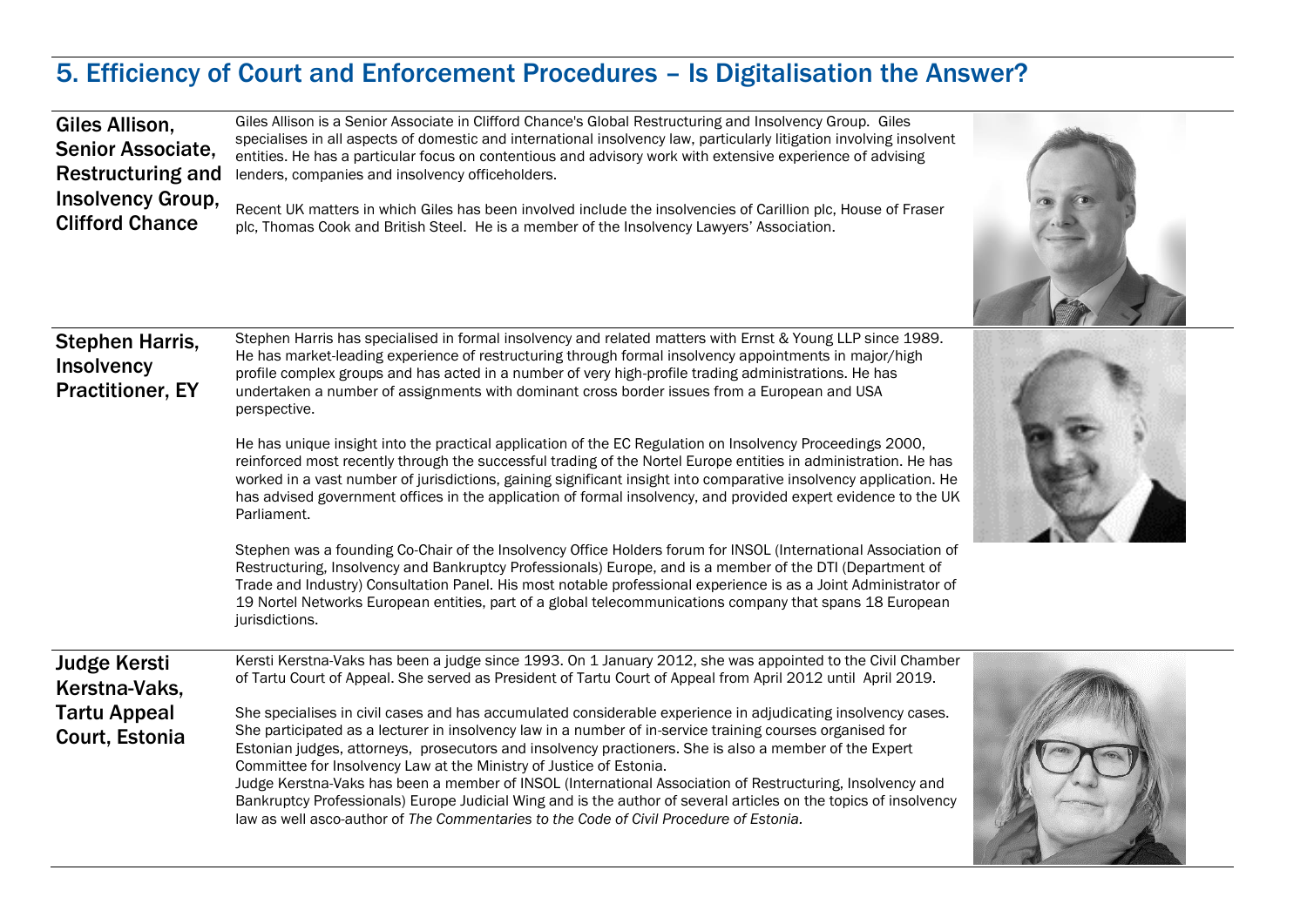## 5. Efficiency of Court and Enforcement Procedures – Is Digitalisation the Answer?

### Giles Allison, Senior Associate, Restructuring and Insolvency Group, Clifford Chance

Giles Allison is a Senior Associate in Clifford Chance's Global Restructuring and Insolvency Group. Giles specialises in all aspects of domestic and international insolvency law, particularly litigation involving insolvent entities. He has a particular focus on contentious and advisory work with extensive experience of advising lenders, companies and insolvency officeholders.

Recent UK matters in which Giles has been involved include the insolvencies of Carillion plc, House of Fraser plc, Thomas Cook and British Steel. He is a member of the Insolvency Lawyers' Association.

### Stephen Harris, Insolvency Practitioner, EY

Stephen Harris has specialised in formal insolvency and related matters with Ernst & Young LLP since 1989. He has market-leading experience of restructuring through formal insolvency appointments in major/high profile complex groups and has acted in a number of very high-profile trading administrations. He has undertaken a number of assignments with dominant cross border issues from a European and USA perspective.

He has unique insight into the practical application of the EC Regulation on Insolvency Proceedings 2000, reinforced most recently through the successful trading of the Nortel Europe entities in administration. He has worked in a vast number of jurisdictions, gaining significant insight into comparative insolvency application. He has advised government offices in the application of formal insolvency, and provided expert evidence to the UK Parliament.

Stephen was a founding Co-Chair of the Insolvency Office Holders forum for INSOL (International Association of Restructuring, Insolvency and Bankruptcy Professionals) Europe, and is a member of the DTI (Department of Trade and Industry) Consultation Panel. His most notable professional experience is as a Joint Administrator of 19 Nortel Networks European entities, part of a global telecommunications company that spans 18 European jurisdictions.

### Judge Kersti Kerstna-Vaks, Tartu Appeal Court, Estonia

Kersti Kerstna-Vaks has been a judge since 1993. On 1 January 2012, she was appointed to the Civil Chamber of Tartu Court of Appeal. She served as President of Tartu Court of Appeal from April 2012 until April 2019.

She specialises in civil cases and has accumulated considerable experience in adjudicating insolvency cases. She participated as a lecturer in insolvency law in a number of in-service training courses organised for Estonian judges, attorneys, prosecutors and insolvency practioners. She is also a member of the Expert Committee for Insolvency Law at the Ministry of Justice of Estonia.
Judge Kerstna-Vaks has been a member of INSOL (International Association of Restructuring, Insolvency and Bankruptcy Professionals) Europe Judicial Wing and is the author of several articles on the topics of insolvency law as well asco-author of *The Commentaries to the Code of Civil Procedure of Estonia*.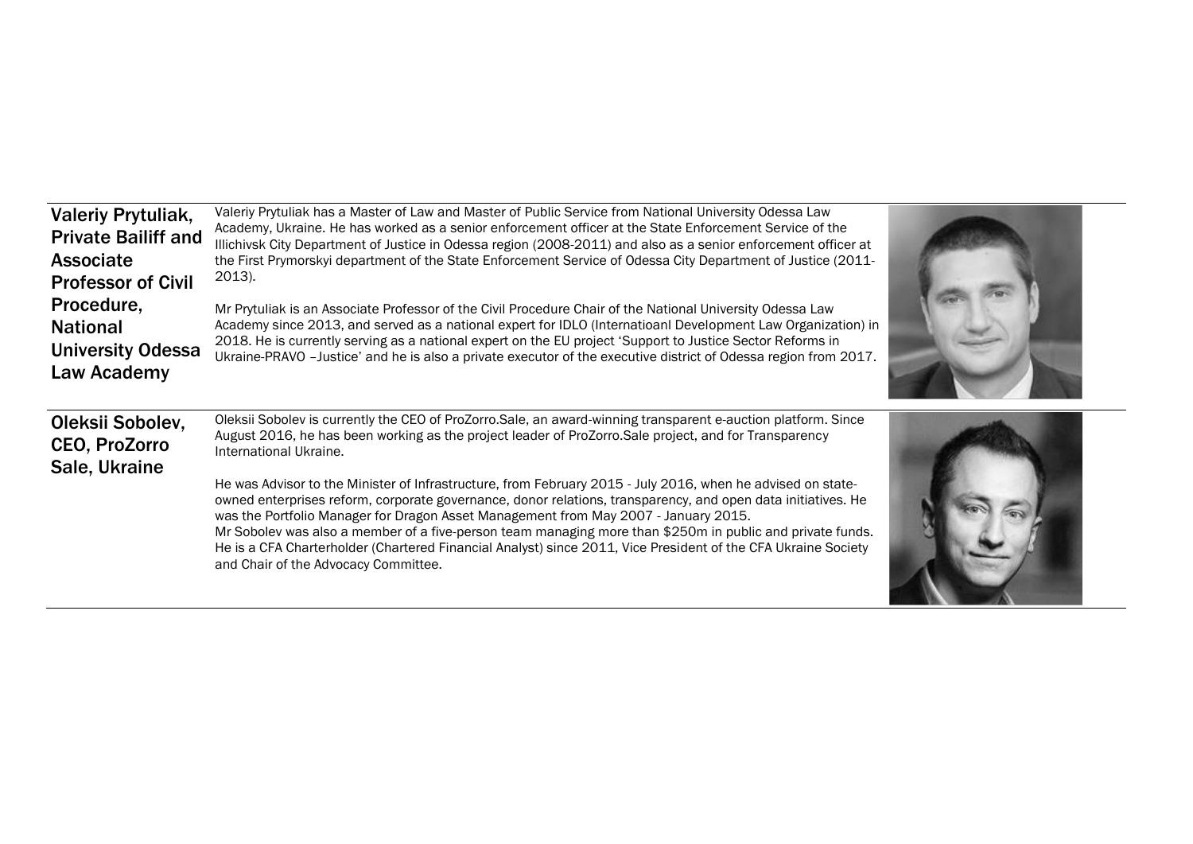| | | |
|---|---|---|
| **Valeriy Prytuliak, Private Bailiff and Associate Professor of Civil Procedure, National University Odessa Law Academy** | Valeriy Prytuliak has a Master of Law and Master of Public Service from National University Odessa Law Academy, Ukraine. He has worked as a senior enforcement officer at the State Enforcement Service of the Illichivsk City Department of Justice in Odessa region (2008-2011) and also as a senior enforcement officer at the First Prymorskyi department of the State Enforcement Service of Odessa City Department of Justice (2011-2013).<br><br>Mr Prytuliak is an Associate Professor of the Civil Procedure Chair of the National University Odessa Law Academy since 2013, and served as a national expert for IDLO (Internatioanl Development Law Organization) in 2018. He is currently serving as a national expert on the EU project 'Support to Justice Sector Reforms in Ukraine-PRAVO –Justice' and he is also a private executor of the executive district of Odessa region from 2017. | |
| **Oleksii Sobolev, CEO, ProZorro Sale, Ukraine** | Oleksii Sobolev is currently the CEO of ProZorro.Sale, an award-winning transparent e-auction platform. Since August 2016, he has been working as the project leader of ProZorro.Sale project, and for Transparency International Ukraine.<br><br>He was Advisor to the Minister of Infrastructure, from February 2015 - July 2016, when he advised on state-owned enterprises reform, corporate governance, donor relations, transparency, and open data initiatives. He was the Portfolio Manager for Dragon Asset Management from May 2007 - January 2015.<br>Mr Sobolev was also a member of a five-person team managing more than $250m in public and private funds. He is a CFA Charterholder (Chartered Financial Analyst) since 2011, Vice President of the CFA Ukraine Society and Chair of the Advocacy Committee. | |